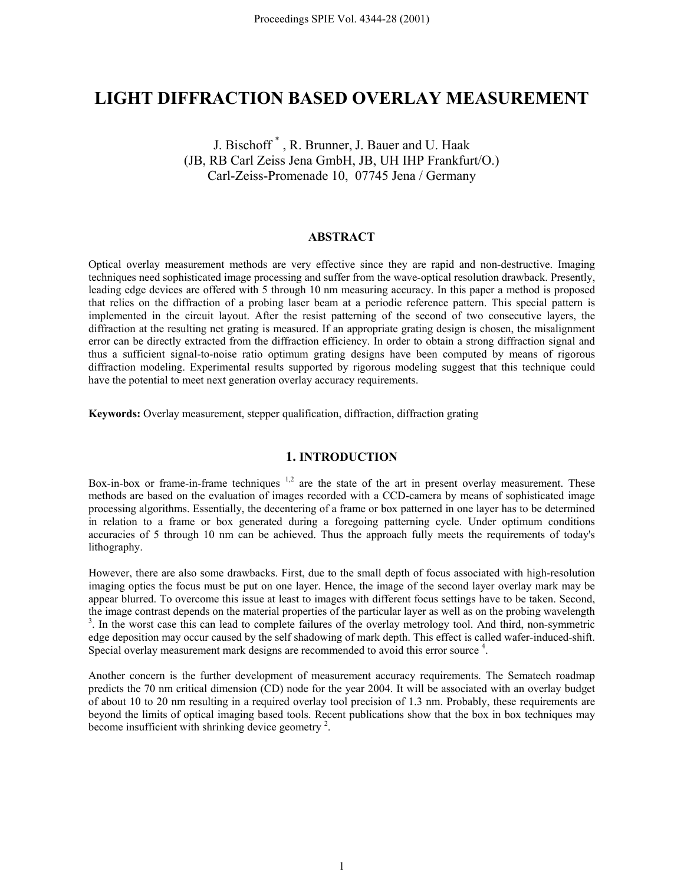# LIGHT DIFFRACTION BASED OVERLAY MEASUREMENT

J. Bischoff [*], R. Brunner, J. Bauer and U. Haak
(JB, RB Carl Zeiss Jena GmbH, JB, UH IHP Frankfurt/O.)
Carl-Zeiss-Promenade 10, 07745 Jena / Germany

## ABSTRACT

Optical overlay measurement methods are very effective since they are rapid and non-destructive. Imaging techniques need sophisticated image processing and suffer from the wave-optical resolution drawback. Presently, leading edge devices are offered with 5 through 10 nm measuring accuracy. In this paper a method is proposed that relies on the diffraction of a probing laser beam at a periodic reference pattern. This special pattern is implemented in the circuit layout. After the resist patterning of the second of two consecutive layers, the diffraction at the resulting net grating is measured. If an appropriate grating design is chosen, the misalignment error can be directly extracted from the diffraction efficiency. In order to obtain a strong diffraction signal and thus a sufficient signal-to-noise ratio optimum grating designs have been computed by means of rigorous diffraction modeling. Experimental results supported by rigorous modeling suggest that this technique could have the potential to meet next generation overlay accuracy requirements.

**Keywords:** Overlay measurement, stepper qualification, diffraction, diffraction grating

## 1. INTRODUCTION

Box-in-box or frame-in-frame techniques [1,2] are the state of the art in present overlay measurement. These methods are based on the evaluation of images recorded with a CCD-camera by means of sophisticated image processing algorithms. Essentially, the decentering of a frame or box patterned in one layer has to be determined in relation to a frame or box generated during a foregoing patterning cycle. Under optimum conditions accuracies of 5 through 10 nm can be achieved. Thus the approach fully meets the requirements of today's lithography.

However, there are also some drawbacks. First, due to the small depth of focus associated with high-resolution imaging optics the focus must be put on one layer. Hence, the image of the second layer overlay mark may be appear blurred. To overcome this issue at least to images with different focus settings have to be taken. Second, the image contrast depends on the material properties of the particular layer as well as on the probing wavelength [3]. In the worst case this can lead to complete failures of the overlay metrology tool. And third, non-symmetric edge deposition may occur caused by the self shadowing of mark depth. This effect is called wafer-induced-shift. Special overlay measurement mark designs are recommended to avoid this error source [4].

Another concern is the further development of measurement accuracy requirements. The Sematech roadmap predicts the 70 nm critical dimension (CD) node for the year 2004. It will be associated with an overlay budget of about 10 to 20 nm resulting in a required overlay tool precision of 1.3 nm. Probably, these requirements are beyond the limits of optical imaging based tools. Recent publications show that the box in box techniques may become insufficient with shrinking device geometry [2].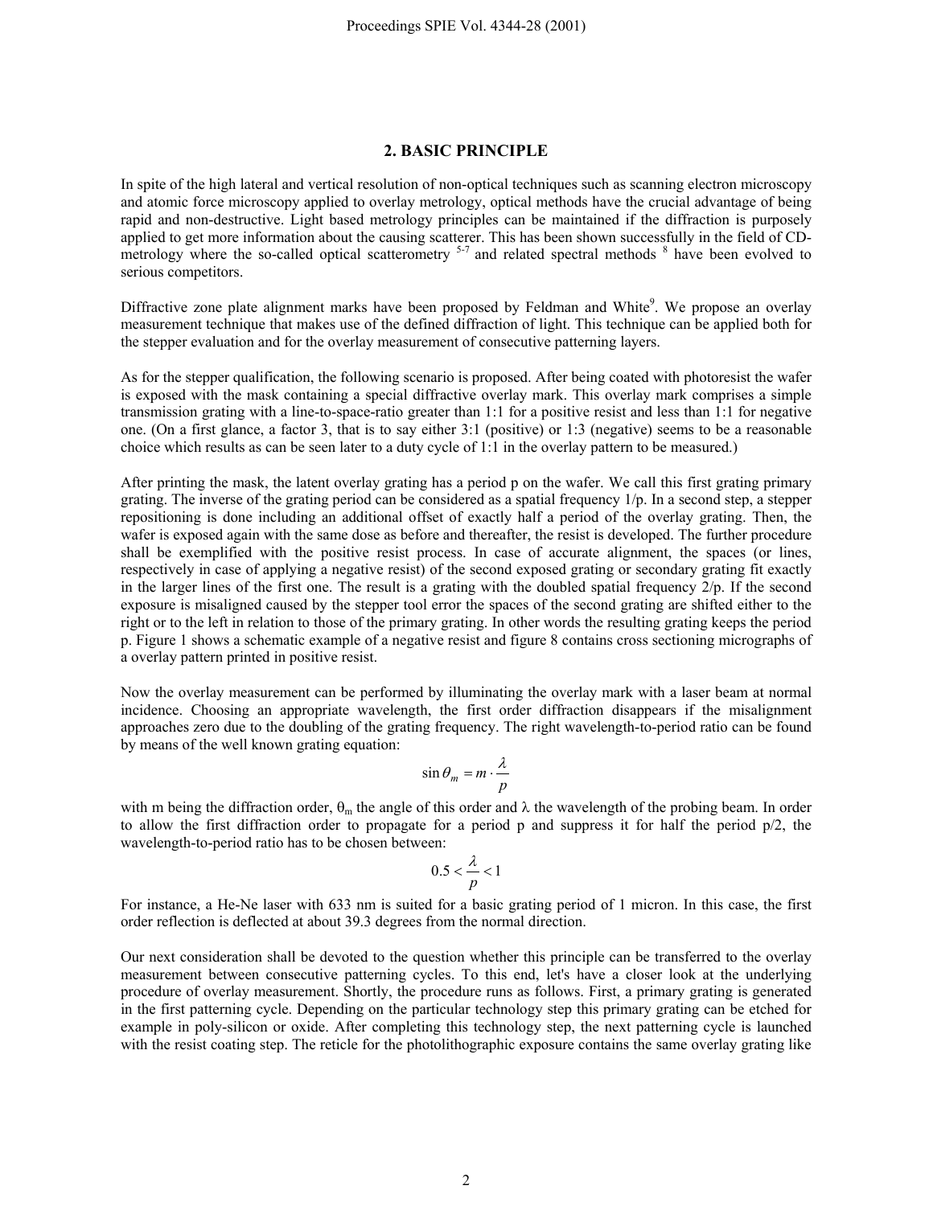## 2. BASIC PRINCIPLE

In spite of the high lateral and vertical resolution of non-optical techniques such as scanning electron microscopy and atomic force microscopy applied to overlay metrology, optical methods have the crucial advantage of being rapid and non-destructive. Light based metrology principles can be maintained if the diffraction is purposely applied to get more information about the causing scatterer. This has been shown successfully in the field of CD-metrology where the so-called optical scatterometry [5-7] and related spectral methods [8] have been evolved to serious competitors.

Diffractive zone plate alignment marks have been proposed by Feldman and White[9]. We propose an overlay measurement technique that makes use of the defined diffraction of light. This technique can be applied both for the stepper evaluation and for the overlay measurement of consecutive patterning layers.

As for the stepper qualification, the following scenario is proposed. After being coated with photoresist the wafer is exposed with the mask containing a special diffractive overlay mark. This overlay mark comprises a simple transmission grating with a line-to-space-ratio greater than 1:1 for a positive resist and less than 1:1 for negative one. (On a first glance, a factor 3, that is to say either 3:1 (positive) or 1:3 (negative) seems to be a reasonable choice which results as can be seen later to a duty cycle of 1:1 in the overlay pattern to be measured.)

After printing the mask, the latent overlay grating has a period p on the wafer. We call this first grating primary grating. The inverse of the grating period can be considered as a spatial frequency 1/p. In a second step, a stepper repositioning is done including an additional offset of exactly half a period of the overlay grating. Then, the wafer is exposed again with the same dose as before and thereafter, the resist is developed. The further procedure shall be exemplified with the positive resist process. In case of accurate alignment, the spaces (or lines, respectively in case of applying a negative resist) of the second exposed grating or secondary grating fit exactly in the larger lines of the first one. The result is a grating with the doubled spatial frequency 2/p. If the second exposure is misaligned caused by the stepper tool error the spaces of the second grating are shifted either to the right or to the left in relation to those of the primary grating. In other words the resulting grating keeps the period p. Figure 1 shows a schematic example of a negative resist and figure 8 contains cross sectioning micrographs of a overlay pattern printed in positive resist.

Now the overlay measurement can be performed by illuminating the overlay mark with a laser beam at normal incidence. Choosing an appropriate wavelength, the first order diffraction disappears if the misalignment approaches zero due to the doubling of the grating frequency. The right wavelength-to-period ratio can be found by means of the well known grating equation:

$$\sin \theta_m = m \cdot \frac{\lambda}{p}$$

with m being the diffraction order, $\theta_m$ the angle of this order and $\lambda$ the wavelength of the probing beam. In order to allow the first diffraction order to propagate for a period p and suppress it for half the period p/2, the wavelength-to-period ratio has to be chosen between:

$$0.5 < \frac{\lambda}{p} < 1$$

For instance, a He-Ne laser with 633 nm is suited for a basic grating period of 1 micron. In this case, the first order reflection is deflected at about 39.3 degrees from the normal direction.

Our next consideration shall be devoted to the question whether this principle can be transferred to the overlay measurement between consecutive patterning cycles. To this end, let's have a closer look at the underlying procedure of overlay measurement. Shortly, the procedure runs as follows. First, a primary grating is generated in the first patterning cycle. Depending on the particular technology step this primary grating can be etched for example in poly-silicon or oxide. After completing this technology step, the next patterning cycle is launched with the resist coating step. The reticle for the photolithographic exposure contains the same overlay grating like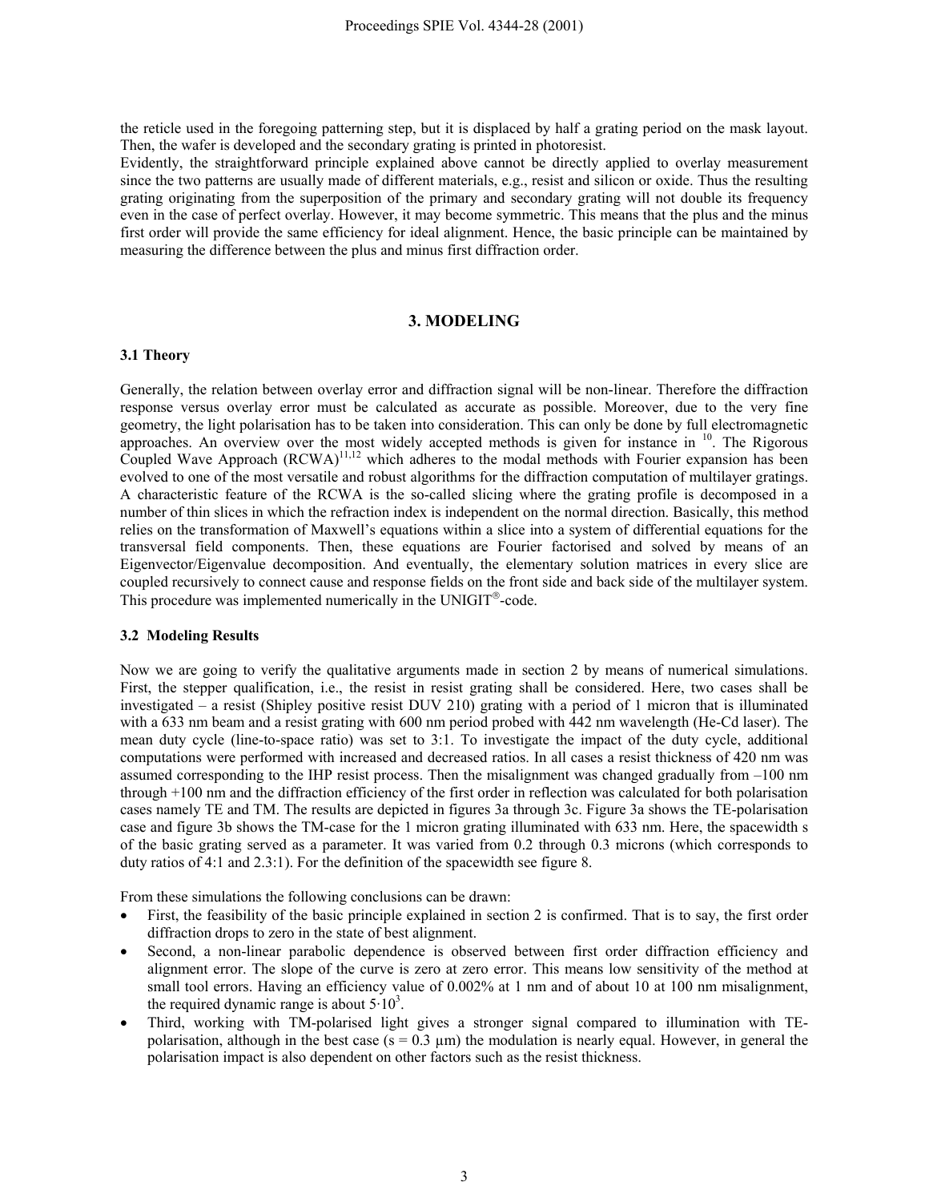the reticle used in the foregoing patterning step, but it is displaced by half a grating period on the mask layout. Then, the wafer is developed and the secondary grating is printed in photoresist.
Evidently, the straightforward principle explained above cannot be directly applied to overlay measurement since the two patterns are usually made of different materials, e.g., resist and silicon or oxide. Thus the resulting grating originating from the superposition of the primary and secondary grating will not double its frequency even in the case of perfect overlay. However, it may become symmetric. This means that the plus and the minus first order will provide the same efficiency for ideal alignment. Hence, the basic principle can be maintained by measuring the difference between the plus and minus first diffraction order.

## 3. MODELING

### 3.1 Theory

Generally, the relation between overlay error and diffraction signal will be non-linear. Therefore the diffraction response versus overlay error must be calculated as accurate as possible. Moreover, due to the very fine geometry, the light polarisation has to be taken into consideration. This can only be done by full electromagnetic approaches. An overview over the most widely accepted methods is given for instance in [10]. The Rigorous Coupled Wave Approach (RCWA)[11,12] which adheres to the modal methods with Fourier expansion has been evolved to one of the most versatile and robust algorithms for the diffraction computation of multilayer gratings. A characteristic feature of the RCWA is the so-called slicing where the grating profile is decomposed in a number of thin slices in which the refraction index is independent on the normal direction. Basically, this method relies on the transformation of Maxwell's equations within a slice into a system of differential equations for the transversal field components. Then, these equations are Fourier factorised and solved by means of an Eigenvector/Eigenvalue decomposition. And eventually, the elementary solution matrices in every slice are coupled recursively to connect cause and response fields on the front side and back side of the multilayer system. This procedure was implemented numerically in the UNIGIT®-code.

### 3.2 Modeling Results

Now we are going to verify the qualitative arguments made in section 2 by means of numerical simulations. First, the stepper qualification, i.e., the resist in resist grating shall be considered. Here, two cases shall be investigated – a resist (Shipley positive resist DUV 210) grating with a period of 1 micron that is illuminated with a 633 nm beam and a resist grating with 600 nm period probed with 442 nm wavelength (He-Cd laser). The mean duty cycle (line-to-space ratio) was set to 3:1. To investigate the impact of the duty cycle, additional computations were performed with increased and decreased ratios. In all cases a resist thickness of 420 nm was assumed corresponding to the IHP resist process. Then the misalignment was changed gradually from –100 nm through +100 nm and the diffraction efficiency of the first order in reflection was calculated for both polarisation cases namely TE and TM. The results are depicted in figures 3a through 3c. Figure 3a shows the TE-polarisation case and figure 3b shows the TM-case for the 1 micron grating illuminated with 633 nm. Here, the spacewidth s of the basic grating served as a parameter. It was varied from 0.2 through 0.3 microns (which corresponds to duty ratios of 4:1 and 2.3:1). For the definition of the spacewidth see figure 8.

From these simulations the following conclusions can be drawn:

- First, the feasibility of the basic principle explained in section 2 is confirmed. That is to say, the first order diffraction drops to zero in the state of best alignment.
- Second, a non-linear parabolic dependence is observed between first order diffraction efficiency and alignment error. The slope of the curve is zero at zero error. This means low sensitivity of the method at small tool errors. Having an efficiency value of 0.002% at 1 nm and of about 10 at 100 nm misalignment, the required dynamic range is about $5 \cdot 10^3$.
- Third, working with TM-polarised light gives a stronger signal compared to illumination with TE-polarisation, although in the best case ($s = 0.3$ µm) the modulation is nearly equal. However, in general the polarisation impact is also dependent on other factors such as the resist thickness.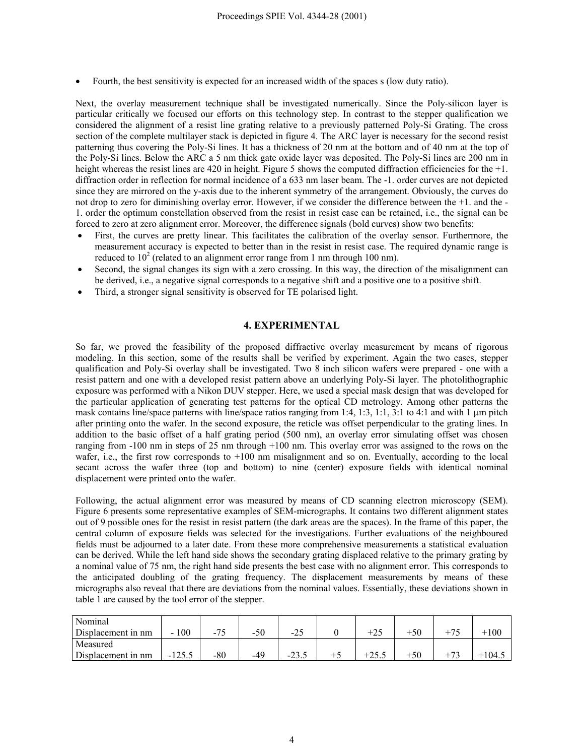- Fourth, the best sensitivity is expected for an increased width of the spaces s (low duty ratio).

Next, the overlay measurement technique shall be investigated numerically. Since the Poly-silicon layer is particular critically we focused our efforts on this technology step. In contrast to the stepper qualification we considered the alignment of a resist line grating relative to a previously patterned Poly-Si Grating. The cross section of the complete multilayer stack is depicted in figure 4. The ARC layer is necessary for the second resist patterning thus covering the Poly-Si lines. It has a thickness of 20 nm at the bottom and of 40 nm at the top of the Poly-Si lines. Below the ARC a 5 nm thick gate oxide layer was deposited. The Poly-Si lines are 200 nm in height whereas the resist lines are 420 in height. Figure 5 shows the computed diffraction efficiencies for the +1. diffraction order in reflection for normal incidence of a 633 nm laser beam. The -1. order curves are not depicted since they are mirrored on the y-axis due to the inherent symmetry of the arrangement. Obviously, the curves do not drop to zero for diminishing overlay error. However, if we consider the difference between the +1. and the -1. order the optimum constellation observed from the resist in resist case can be retained, i.e., the signal can be forced to zero at zero alignment error. Moreover, the difference signals (bold curves) show two benefits:

- First, the curves are pretty linear. This facilitates the calibration of the overlay sensor. Furthermore, the measurement accuracy is expected to better than in the resist in resist case. The required dynamic range is reduced to $10^2$ (related to an alignment error range from 1 nm through 100 nm).
- Second, the signal changes its sign with a zero crossing. In this way, the direction of the misalignment can be derived, i.e., a negative signal corresponds to a negative shift and a positive one to a positive shift.
- Third, a stronger signal sensitivity is observed for TE polarised light.

## 4. EXPERIMENTAL

So far, we proved the feasibility of the proposed diffractive overlay measurement by means of rigorous modeling. In this section, some of the results shall be verified by experiment. Again the two cases, stepper qualification and Poly-Si overlay shall be investigated. Two 8 inch silicon wafers were prepared - one with a resist pattern and one with a developed resist pattern above an underlying Poly-Si layer. The photolithographic exposure was performed with a Nikon DUV stepper. Here, we used a special mask design that was developed for the particular application of generating test patterns for the optical CD metrology. Among other patterns the mask contains line/space patterns with line/space ratios ranging from 1:4, 1:3, 1:1, 3:1 to 4:1 and with 1 µm pitch after printing onto the wafer. In the second exposure, the reticle was offset perpendicular to the grating lines. In addition to the basic offset of a half grating period (500 nm), an overlay error simulating offset was chosen ranging from -100 nm in steps of 25 nm through +100 nm. This overlay error was assigned to the rows on the wafer, i.e., the first row corresponds to +100 nm misalignment and so on. Eventually, according to the local secant across the wafer three (top and bottom) to nine (center) exposure fields with identical nominal displacement were printed onto the wafer.

Following, the actual alignment error was measured by means of CD scanning electron microscopy (SEM). Figure 6 presents some representative examples of SEM-micrographs. It contains two different alignment states out of 9 possible ones for the resist in resist pattern (the dark areas are the spaces). In the frame of this paper, the central column of exposure fields was selected for the investigations. Further evaluations of the neighboured fields must be adjourned to a later date. From these more comprehensive measurements a statistical evaluation can be derived. While the left hand side shows the secondary grating displaced relative to the primary grating by a nominal value of 75 nm, the right hand side presents the best case with no alignment error. This corresponds to the anticipated doubling of the grating frequency. The displacement measurements by means of these micrographs also reveal that there are deviations from the nominal values. Essentially, these deviations shown in table 1 are caused by the tool error of the stepper.

| Nominal Displacement in nm | - 100 | -75 | -50 | -25 | 0 | +25 | +50 | +75 | +100 |
|---|---|---|---|---|---|---|---|---|---|
| Measured Displacement in nm | -125.5 | -80 | -49 | -23.5 | +5 | +25.5 | +50 | +73 | +104.5 |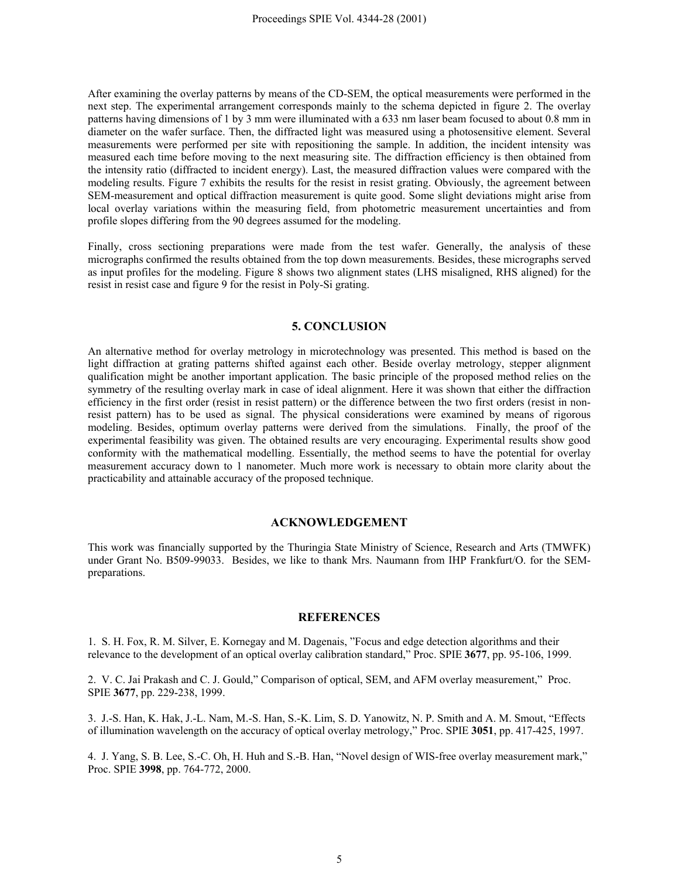After examining the overlay patterns by means of the CD-SEM, the optical measurements were performed in the next step. The experimental arrangement corresponds mainly to the schema depicted in figure 2. The overlay patterns having dimensions of 1 by 3 mm were illuminated with a 633 nm laser beam focused to about 0.8 mm in diameter on the wafer surface. Then, the diffracted light was measured using a photosensitive element. Several measurements were performed per site with repositioning the sample. In addition, the incident intensity was measured each time before moving to the next measuring site. The diffraction efficiency is then obtained from the intensity ratio (diffracted to incident energy). Last, the measured diffraction values were compared with the modeling results. Figure 7 exhibits the results for the resist in resist grating. Obviously, the agreement between SEM-measurement and optical diffraction measurement is quite good. Some slight deviations might arise from local overlay variations within the measuring field, from photometric measurement uncertainties and from profile slopes differing from the 90 degrees assumed for the modeling.

Finally, cross sectioning preparations were made from the test wafer. Generally, the analysis of these micrographs confirmed the results obtained from the top down measurements. Besides, these micrographs served as input profiles for the modeling. Figure 8 shows two alignment states (LHS misaligned, RHS aligned) for the resist in resist case and figure 9 for the resist in Poly-Si grating.

## 5. CONCLUSION

An alternative method for overlay metrology in microtechnology was presented. This method is based on the light diffraction at grating patterns shifted against each other. Beside overlay metrology, stepper alignment qualification might be another important application. The basic principle of the proposed method relies on the symmetry of the resulting overlay mark in case of ideal alignment. Here it was shown that either the diffraction efficiency in the first order (resist in resist pattern) or the difference between the two first orders (resist in non-resist pattern) has to be used as signal. The physical considerations were examined by means of rigorous modeling. Besides, optimum overlay patterns were derived from the simulations. Finally, the proof of the experimental feasibility was given. The obtained results are very encouraging. Experimental results show good conformity with the mathematical modelling. Essentially, the method seems to have the potential for overlay measurement accuracy down to 1 nanometer. Much more work is necessary to obtain more clarity about the practicability and attainable accuracy of the proposed technique.

## ACKNOWLEDGEMENT

This work was financially supported by the Thuringia State Ministry of Science, Research and Arts (TMWFK) under Grant No. B509-99033. Besides, we like to thank Mrs. Naumann from IHP Frankfurt/O. for the SEM-preparations.

## REFERENCES

1. S. H. Fox, R. M. Silver, E. Kornegay and M. Dagenais, "Focus and edge detection algorithms and their relevance to the development of an optical overlay calibration standard," Proc. SPIE **3677**, pp. 95-106, 1999.

2. V. C. Jai Prakash and C. J. Gould," Comparison of optical, SEM, and AFM overlay measurement," Proc. SPIE **3677**, pp. 229-238, 1999.

3. J.-S. Han, K. Hak, J.-L. Nam, M.-S. Han, S.-K. Lim, S. D. Yanowitz, N. P. Smith and A. M. Smout, "Effects of illumination wavelength on the accuracy of optical overlay metrology," Proc. SPIE **3051**, pp. 417-425, 1997.

4. J. Yang, S. B. Lee, S.-C. Oh, H. Huh and S.-B. Han, "Novel design of WIS-free overlay measurement mark," Proc. SPIE **3998**, pp. 764-772, 2000.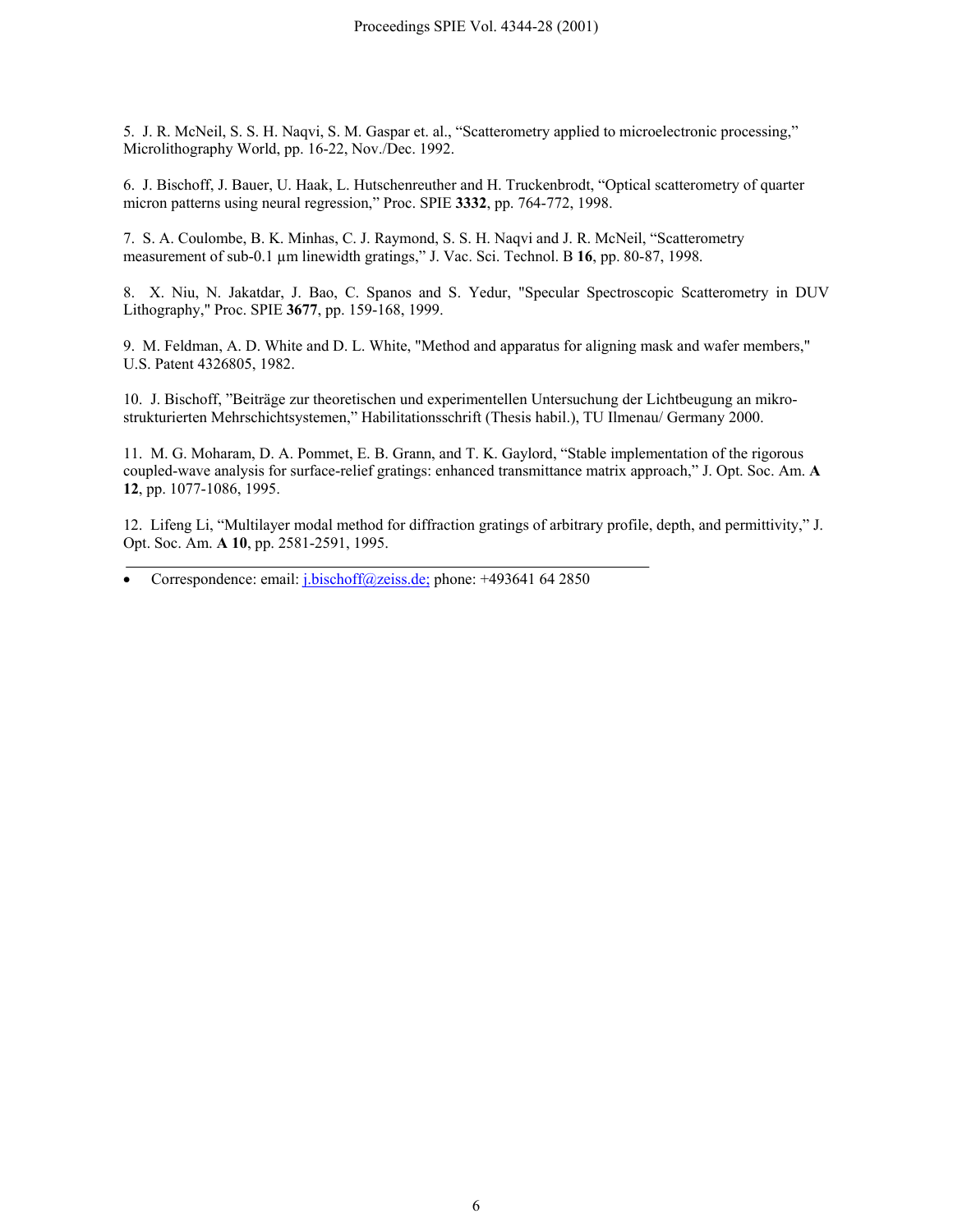5. J. R. McNeil, S. S. H. Naqvi, S. M. Gaspar et. al., "Scatterometry applied to microelectronic processing," Microlithography World, pp. 16-22, Nov./Dec. 1992.

6. J. Bischoff, J. Bauer, U. Haak, L. Hutschenreuther and H. Truckenbrodt, "Optical scatterometry of quarter micron patterns using neural regression," Proc. SPIE **3332**, pp. 764-772, 1998.

7. S. A. Coulombe, B. K. Minhas, C. J. Raymond, S. S. H. Naqvi and J. R. McNeil, "Scatterometry measurement of sub-0.1 µm linewidth gratings," J. Vac. Sci. Technol. B **16**, pp. 80-87, 1998.

8. X. Niu, N. Jakatdar, J. Bao, C. Spanos and S. Yedur, "Specular Spectroscopic Scatterometry in DUV Lithography," Proc. SPIE **3677**, pp. 159-168, 1999.

9. M. Feldman, A. D. White and D. L. White, "Method and apparatus for aligning mask and wafer members," U.S. Patent 4326805, 1982.

10. J. Bischoff, "Beiträge zur theoretischen und experimentellen Untersuchung der Lichtbeugung an mikro-strukturierten Mehrschichtsystemen," Habilitationsschrift (Thesis habil.), TU Ilmenau/ Germany 2000.

11. M. G. Moharam, D. A. Pommet, E. B. Grann, and T. K. Gaylord, "Stable implementation of the rigorous coupled-wave analysis for surface-relief gratings: enhanced transmittance matrix approach," J. Opt. Soc. Am. **A 12**, pp. 1077-1086, 1995.

12. Lifeng Li, "Multilayer modal method for diffraction gratings of arbitrary profile, depth, and permittivity," J. Opt. Soc. Am. **A 10**, pp. 2581-2591, 1995.

---

- Correspondence: email: j.bischoff@zeiss.de; phone: +493641 64 2850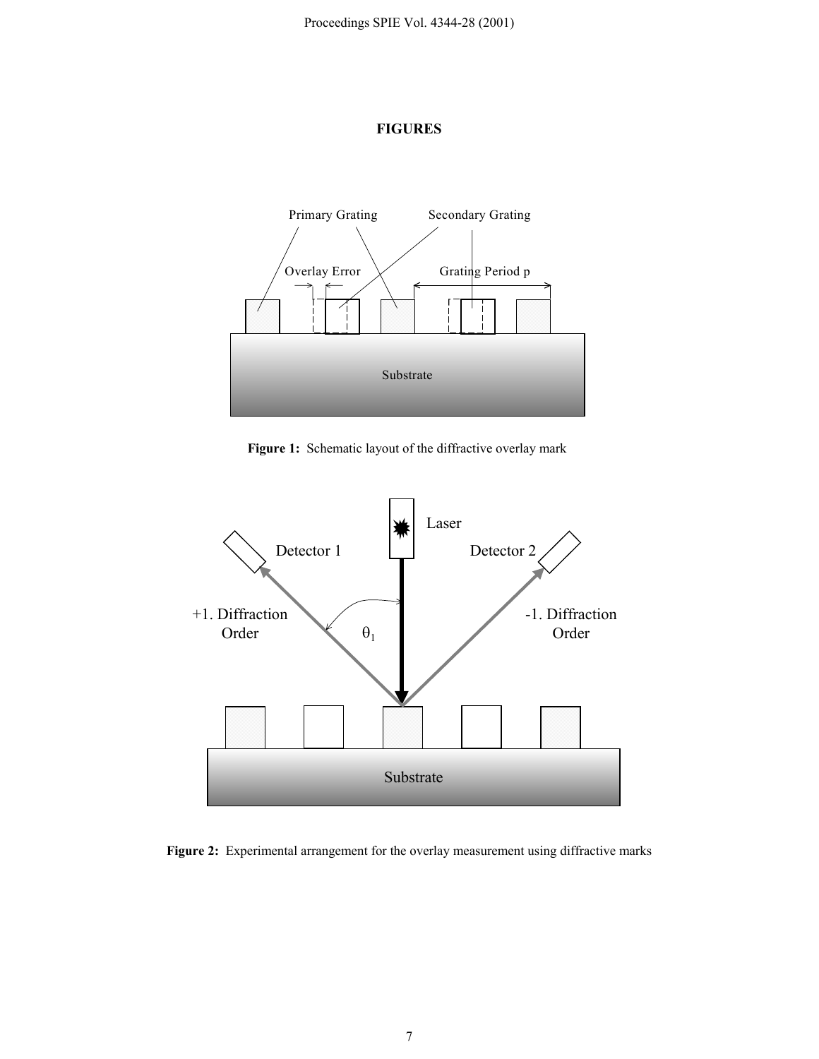## FIGURES

**Figure 1:** Schematic layout of the diffractive overlay mark

**Figure 2:** Experimental arrangement for the overlay measurement using diffractive marks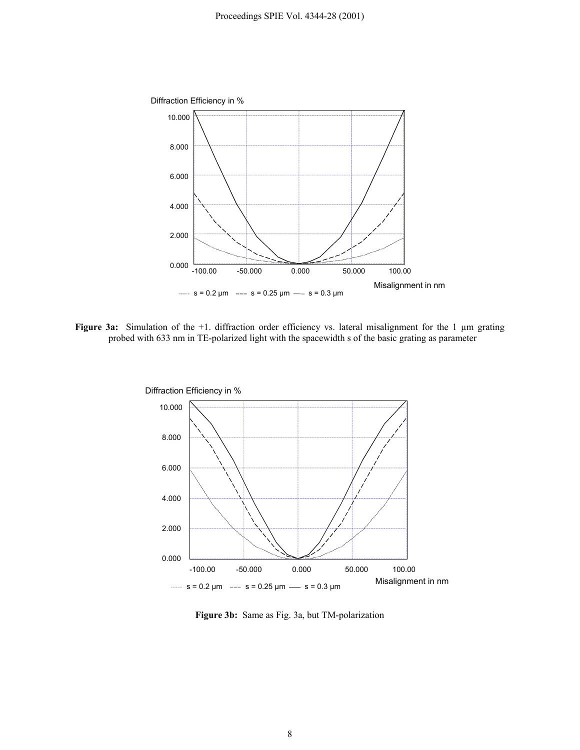**Figure 3a:** Simulation of the +1. diffraction order efficiency vs. lateral misalignment for the 1 µm grating probed with 633 nm in TE-polarized light with the spacewidth s of the basic grating as parameter

**Figure 3b:** Same as Fig. 3a, but TM-polarization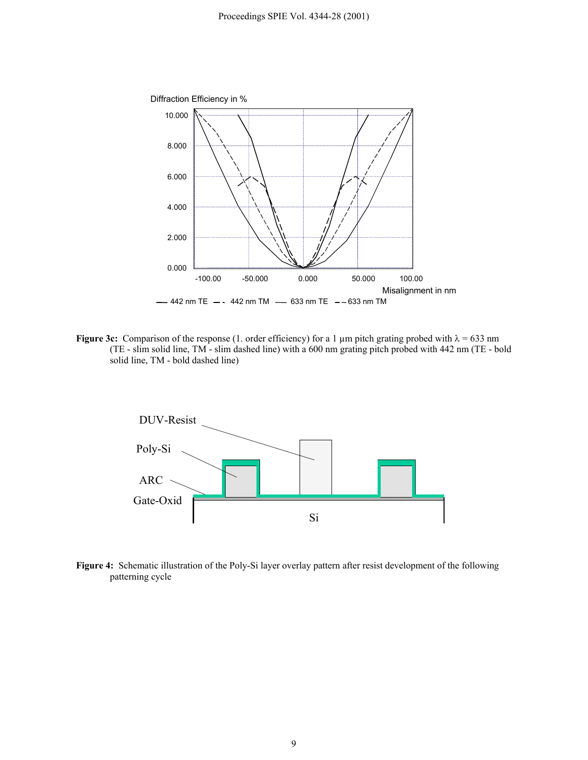**Figure 3c:** Comparison of the response (1. order efficiency) for a 1 µm pitch grating probed with $\lambda$ = 633 nm (TE - slim solid line, TM - slim dashed line) with a 600 nm grating pitch probed with 442 nm (TE - bold solid line, TM - bold dashed line)

**Figure 4:** Schematic illustration of the Poly-Si layer overlay pattern after resist development of the following patterning cycle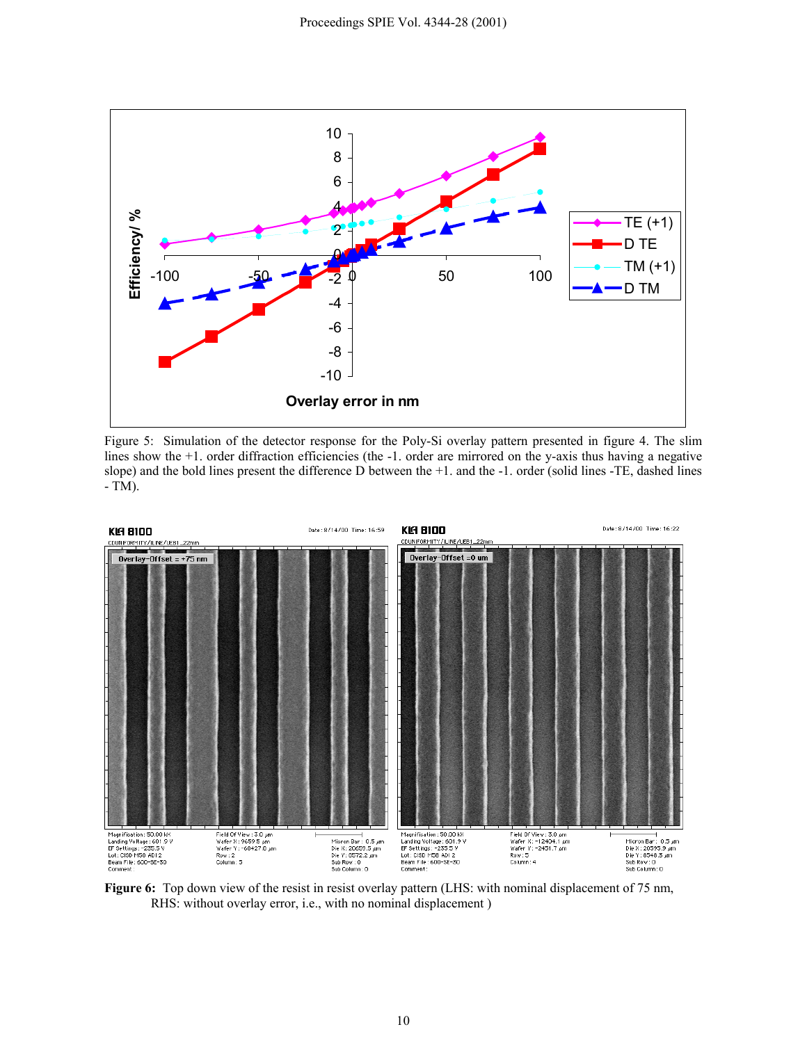Figure 5: Simulation of the detector response for the Poly-Si overlay pattern presented in figure 4. The slim lines show the +1. order diffraction efficiencies (the -1. order are mirrored on the y-axis thus having a negative slope) and the bold lines present the difference D between the +1. and the -1. order (solid lines -TE, dashed lines - TM).

**Figure 6:** Top down view of the resist in resist overlay pattern (LHS: with nominal displacement of 75 nm, RHS: without overlay error, i.e., with no nominal displacement )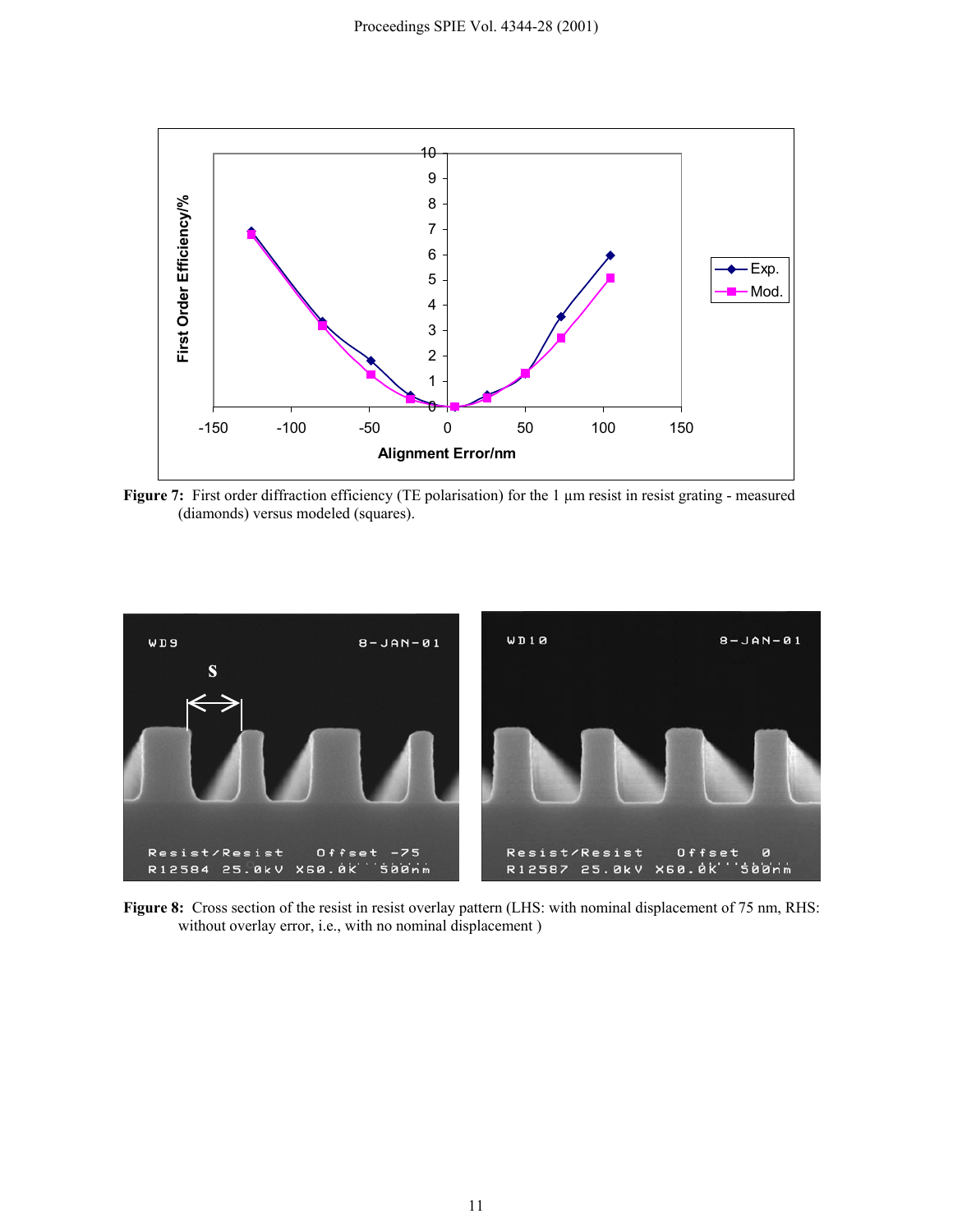**Figure 7:** First order diffraction efficiency (TE polarisation) for the 1 µm resist in resist grating - measured (diamonds) versus modeled (squares).

**Figure 8:** Cross section of the resist in resist overlay pattern (LHS: with nominal displacement of 75 nm, RHS: without overlay error, i.e., with no nominal displacement )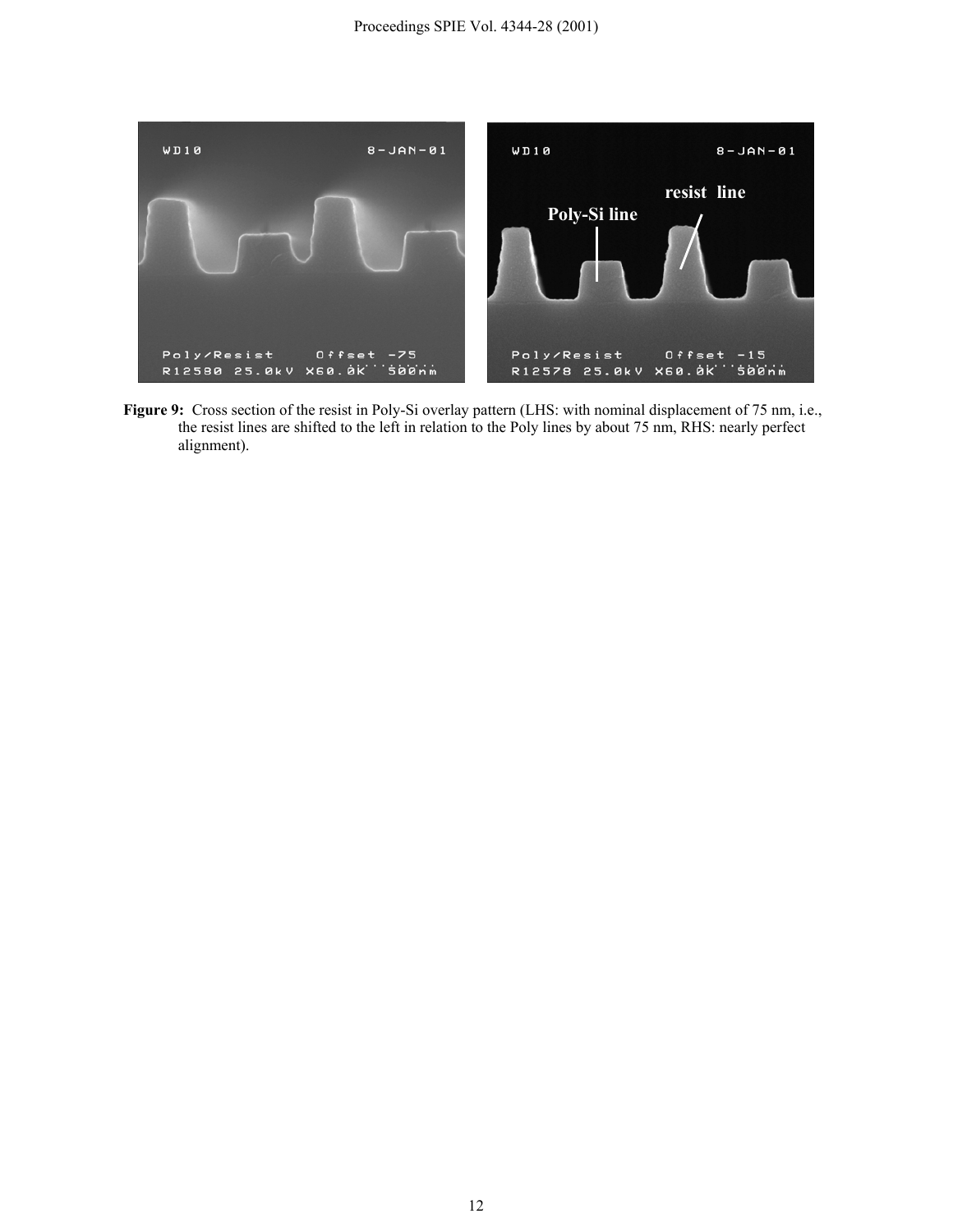WD10 8-JAN-01

Poly/Resist Offset -75

R12580 25.0kV X60.0K 500nm

WD10 8-JAN-01

resist line

Poly-Si line

Poly/Resist Offset -15

R12578 25.0kV X60.0K 500nm

**Figure 9:** Cross section of the resist in Poly-Si overlay pattern (LHS: with nominal displacement of 75 nm, i.e., the resist lines are shifted to the left in relation to the Poly lines by about 75 nm, RHS: nearly perfect alignment).